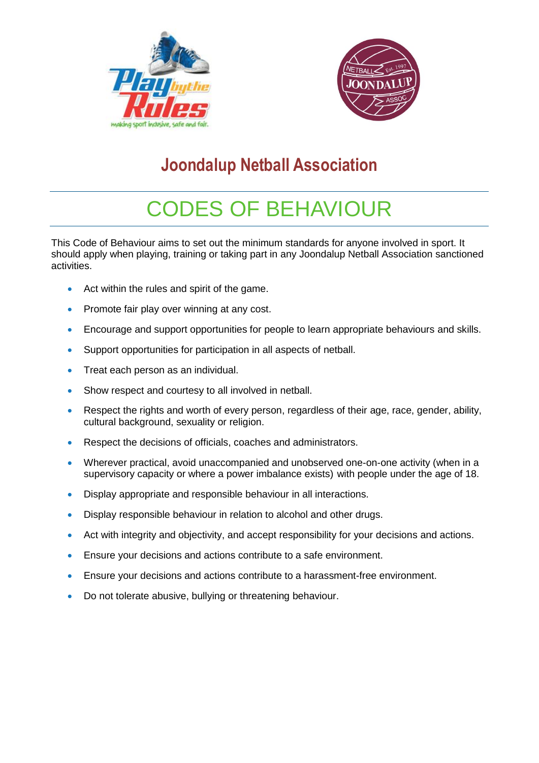## Joondalup Netball Association

# CODES OF BEHAVIOUR

This Code of Behaviour aims to set out the minimum standards for anyone involved in sport. It should apply when playing, training or taking part in any Joondalup Netball Association sanctioned activities.

- Act within the rules and spirit of the game.
- Promote fair play over winning at any cost.
- Encourage and support opportunities for people to learn appropriate behaviours and skills.
- Support opportunities for participation in all aspects of netball.
- Treat each person as an individual.
- Show respect and courtesy to all involved in netball.
- Respect the rights and worth of every person, regardless of their age, race, gender, ability, cultural background, sexuality or religion.
- Respect the decisions of officials, coaches and administrators.
- Wherever practical, avoid unaccompanied and unobserved one-on-one activity (when in a supervisory capacity or where a power imbalance exists) with people under the age of 18.
- Display appropriate and responsible behaviour in all interactions.
- Display responsible behaviour in relation to alcohol and other drugs.
- Act with integrity and objectivity, and accept responsibility for your decisions and actions.
- Ensure your decisions and actions contribute to a safe environment.
- Ensure your decisions and actions contribute to a harassment-free environment.
- Do not tolerate abusive, bullying or threatening behaviour.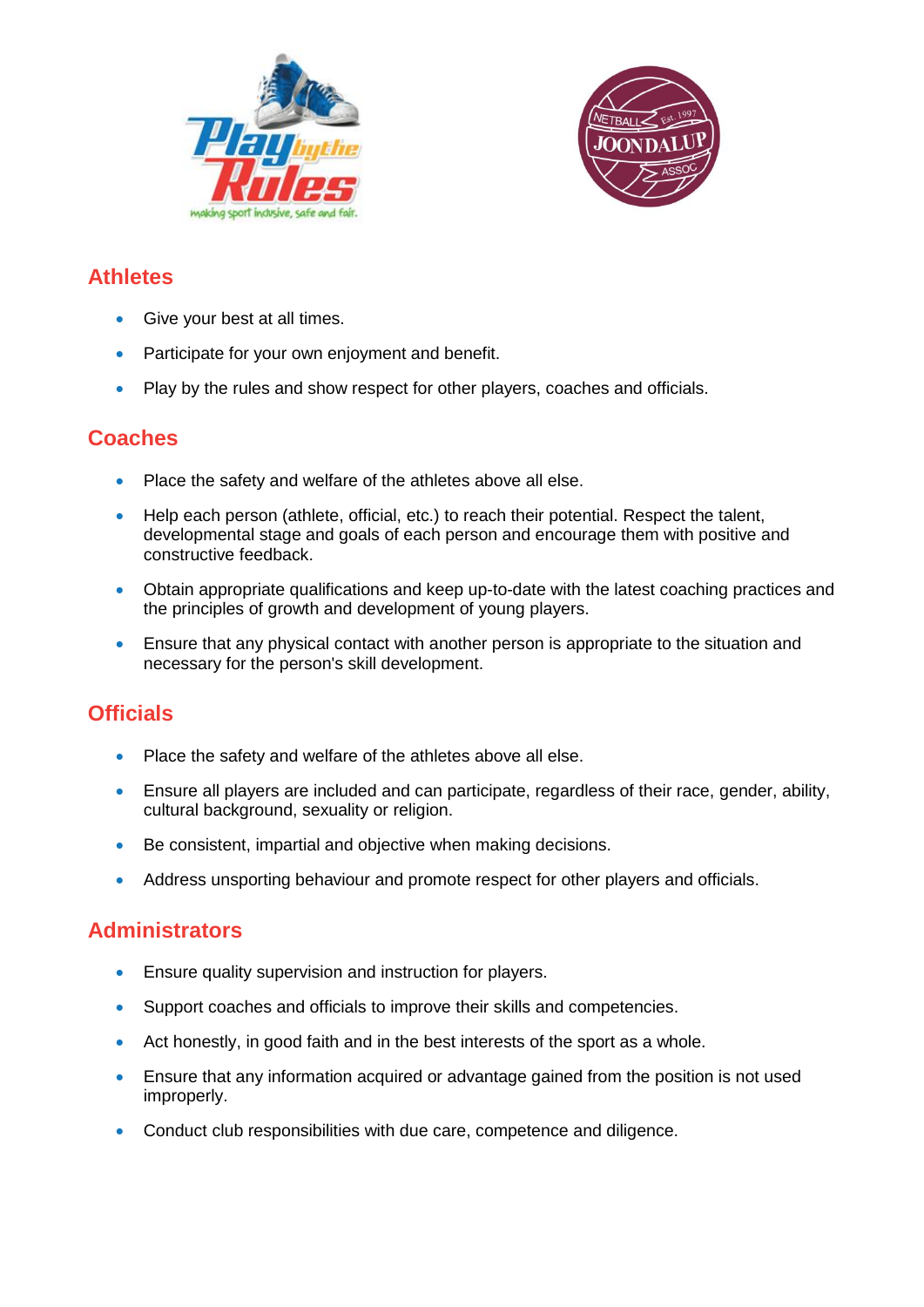## Athletes

- Give your best at all times.
- Participate for your own enjoyment and benefit.
- Play by the rules and show respect for other players, coaches and officials.

## Coaches

- Place the safety and welfare of the athletes above all else.
- Help each person (athlete, official, etc.) to reach their potential. Respect the talent, developmental stage and goals of each person and encourage them with positive and constructive feedback.
- Obtain appropriate qualifications and keep up-to-date with the latest coaching practices and the principles of growth and development of young players.
- Ensure that any physical contact with another person is appropriate to the situation and necessary for the person's skill development.

## Officials

- Place the safety and welfare of the athletes above all else.
- Ensure all players are included and can participate, regardless of their race, gender, ability, cultural background, sexuality or religion.
- Be consistent, impartial and objective when making decisions.
- Address unsporting behaviour and promote respect for other players and officials.

## Administrators

- Ensure quality supervision and instruction for players.
- Support coaches and officials to improve their skills and competencies.
- Act honestly, in good faith and in the best interests of the sport as a whole.
- Ensure that any information acquired or advantage gained from the position is not used improperly.
- Conduct club responsibilities with due care, competence and diligence.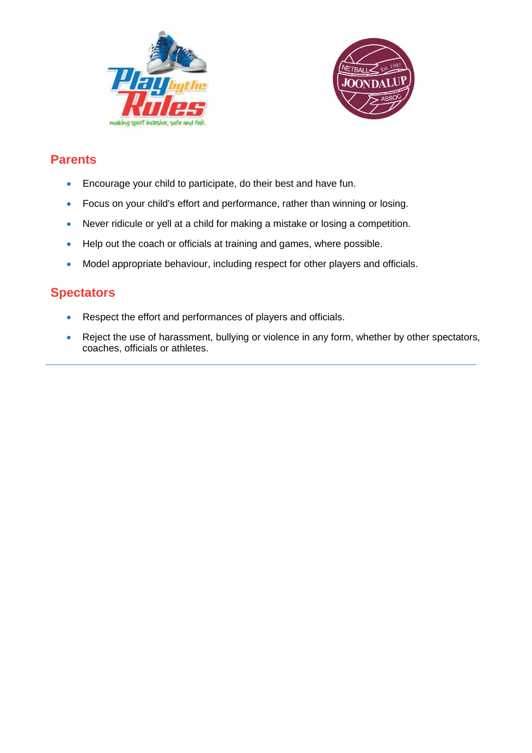## Parents

- Encourage your child to participate, do their best and have fun.
- Focus on your child's effort and performance, rather than winning or losing.
- Never ridicule or yell at a child for making a mistake or losing a competition.
- Help out the coach or officials at training and games, where possible.
- Model appropriate behaviour, including respect for other players and officials.

## Spectators

- Respect the effort and performances of players and officials.
- Reject the use of harassment, bullying or violence in any form, whether by other spectators, coaches, officials or athletes.